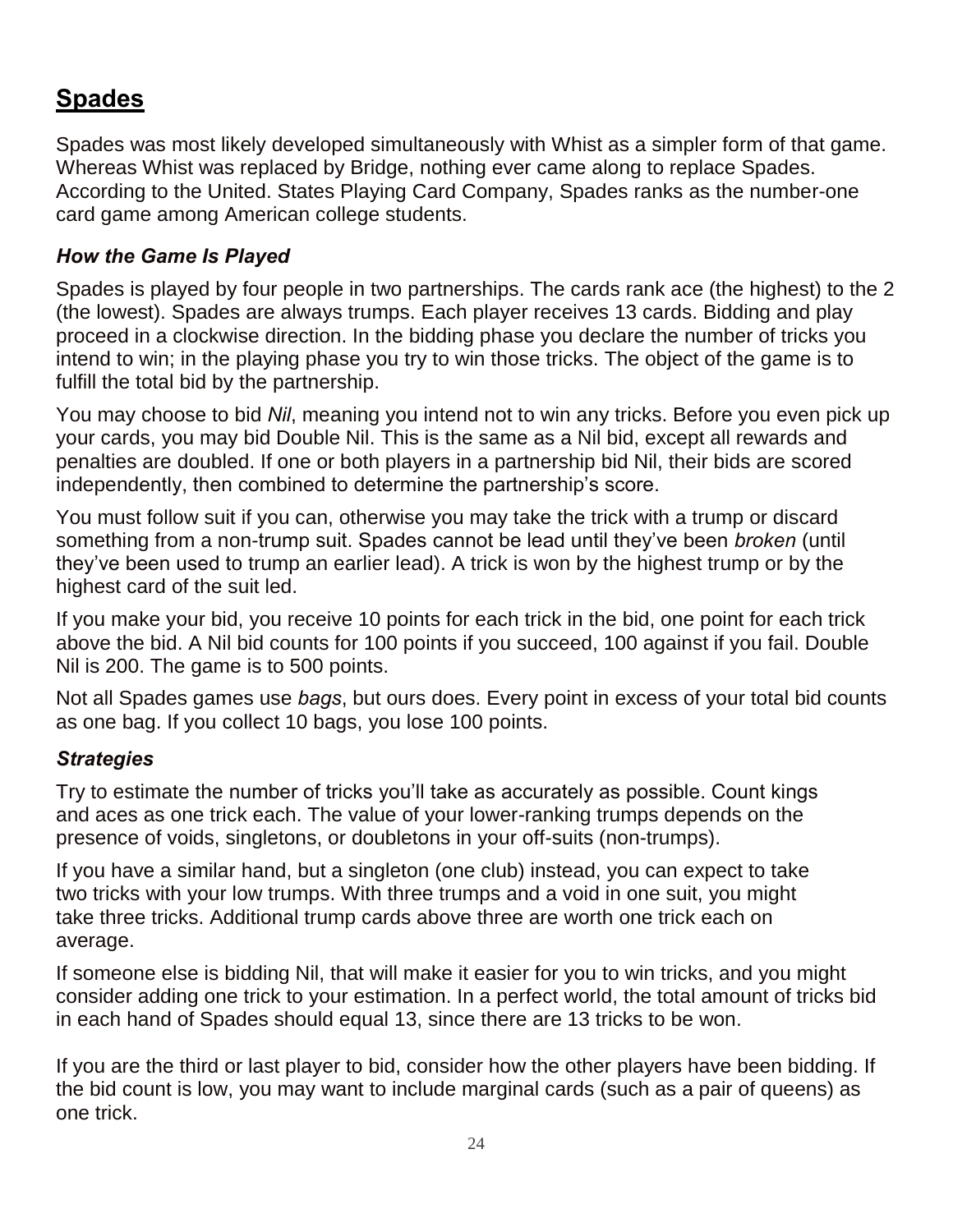# Spades

Spades was most likely developed simultaneously with Whist as a simpler form of that game. Whereas Whist was replaced by Bridge, nothing ever came along to replace Spades. According to the United. States Playing Card Company, Spades ranks as the number-one card game among American college students.

### *How the Game Is Played*

Spades is played by four people in two partnerships. The cards rank ace (the highest) to the 2 (the lowest). Spades are always trumps. Each player receives 13 cards. Bidding and play proceed in a clockwise direction. In the bidding phase you declare the number of tricks you intend to win; in the playing phase you try to win those tricks. The object of the game is to fulfill the total bid by the partnership.

You may choose to bid *Nil*, meaning you intend not to win any tricks. Before you even pick up your cards, you may bid Double Nil. This is the same as a Nil bid, except all rewards and penalties are doubled. If one or both players in a partnership bid Nil, their bids are scored independently, then combined to determine the partnership's score.

You must follow suit if you can, otherwise you may take the trick with a trump or discard something from a non-trump suit. Spades cannot be lead until they've been *broken* (until they've been used to trump an earlier lead). A trick is won by the highest trump or by the highest card of the suit led.

If you make your bid, you receive 10 points for each trick in the bid, one point for each trick above the bid. A Nil bid counts for 100 points if you succeed, 100 against if you fail. Double Nil is 200. The game is to 500 points.

Not all Spades games use *bags*, but ours does. Every point in excess of your total bid counts as one bag. If you collect 10 bags, you lose 100 points.

### *Strategies*

Try to estimate the number of tricks you'll take as accurately as possible. Count kings and aces as one trick each. The value of your lower-ranking trumps depends on the presence of voids, singletons, or doubletons in your off-suits (non-trumps).

If you have a similar hand, but a singleton (one club) instead, you can expect to take two tricks with your low trumps. With three trumps and a void in one suit, you might take three tricks. Additional trump cards above three are worth one trick each on average.

If someone else is bidding Nil, that will make it easier for you to win tricks, and you might consider adding one trick to your estimation. In a perfect world, the total amount of tricks bid in each hand of Spades should equal 13, since there are 13 tricks to be won.

If you are the third or last player to bid, consider how the other players have been bidding. If the bid count is low, you may want to include marginal cards (such as a pair of queens) as one trick.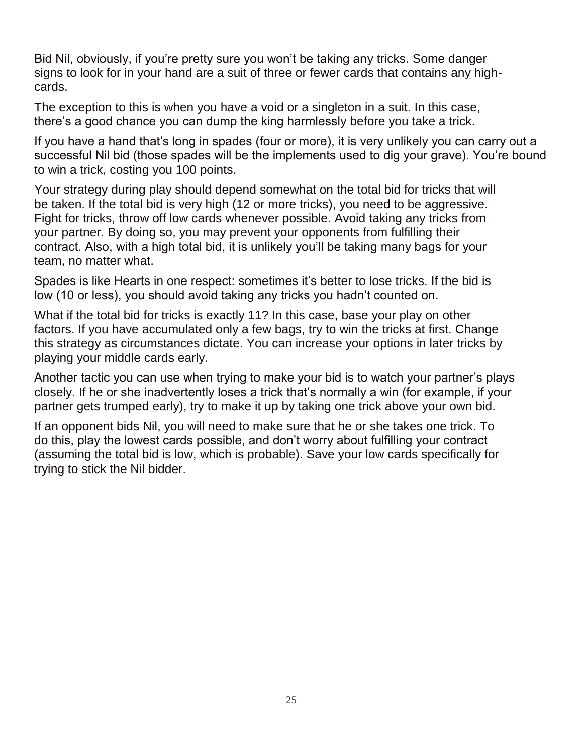Bid Nil, obviously, if you're pretty sure you won't be taking any tricks. Some danger signs to look for in your hand are a suit of three or fewer cards that contains any high-cards.

The exception to this is when you have a void or a singleton in a suit. In this case, there's a good chance you can dump the king harmlessly before you take a trick.

If you have a hand that's long in spades (four or more), it is very unlikely you can carry out a successful Nil bid (those spades will be the implements used to dig your grave). You're bound to win a trick, costing you 100 points.

Your strategy during play should depend somewhat on the total bid for tricks that will be taken. If the total bid is very high (12 or more tricks), you need to be aggressive. Fight for tricks, throw off low cards whenever possible. Avoid taking any tricks from your partner. By doing so, you may prevent your opponents from fulfilling their contract. Also, with a high total bid, it is unlikely you'll be taking many bags for your team, no matter what.

Spades is like Hearts in one respect: sometimes it's better to lose tricks. If the bid is low (10 or less), you should avoid taking any tricks you hadn't counted on.

What if the total bid for tricks is exactly 11? In this case, base your play on other factors. If you have accumulated only a few bags, try to win the tricks at first. Change this strategy as circumstances dictate. You can increase your options in later tricks by playing your middle cards early.

Another tactic you can use when trying to make your bid is to watch your partner's plays closely. If he or she inadvertently loses a trick that's normally a win (for example, if your partner gets trumped early), try to make it up by taking one trick above your own bid.

If an opponent bids Nil, you will need to make sure that he or she takes one trick. To do this, play the lowest cards possible, and don't worry about fulfilling your contract (assuming the total bid is low, which is probable). Save your low cards specifically for trying to stick the Nil bidder.